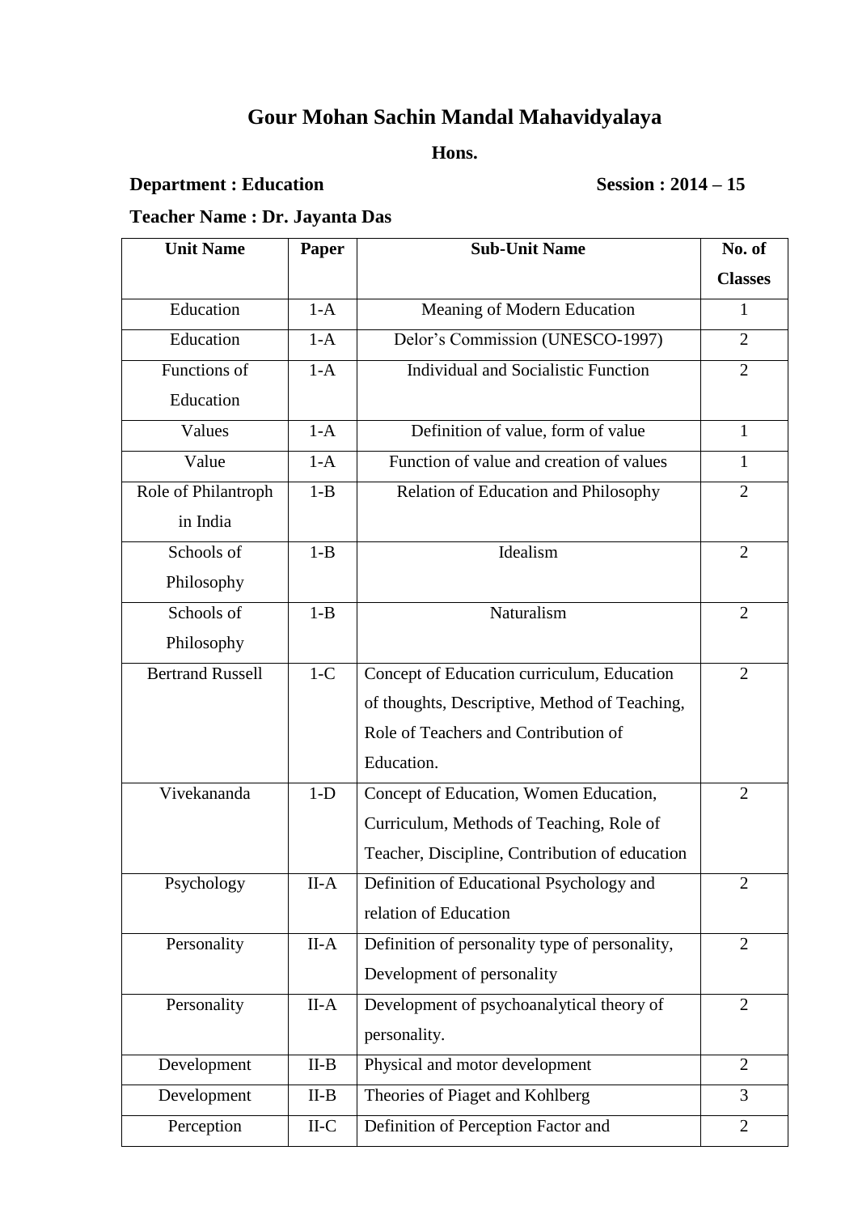# Gour Mohan Sachin Mandal Mahavidyalaya

**Hons.**

**Department : Education** **Session : 2014 – 15**

**Teacher Name : Dr. Jayanta Das**

| Unit Name | Paper | Sub-Unit Name | No. of Classes |
|---|---|---|---|
| Education | 1-A | Meaning of Modern Education | 1 |
| Education | 1-A | Delor's Commission (UNESCO-1997) | 2 |
| Functions of Education | 1-A | Individual and Socialistic Function | 2 |
| Values | 1-A | Definition of value, form of value | 1 |
| Value | 1-A | Function of value and creation of values | 1 |
| Role of Philantroph in India | 1-B | Relation of Education and Philosophy | 2 |
| Schools of Philosophy | 1-B | Idealism | 2 |
| Schools of Philosophy | 1-B | Naturalism | 2 |
| Bertrand Russell | 1-C | Concept of Education curriculum, Education of thoughts, Descriptive, Method of Teaching, Role of Teachers and Contribution of Education. | 2 |
| Vivekananda | 1-D | Concept of Education, Women Education, Curriculum, Methods of Teaching, Role of Teacher, Discipline, Contribution of education | 2 |
| Psychology | II-A | Definition of Educational Psychology and relation of Education | 2 |
| Personality | II-A | Definition of personality type of personality, Development of personality | 2 |
| Personality | II-A | Development of psychoanalytical theory of personality. | 2 |
| Development | II-B | Physical and motor development | 2 |
| Development | II-B | Theories of Piaget and Kohlberg | 3 |
| Perception | II-C | Definition of Perception Factor and | 2 |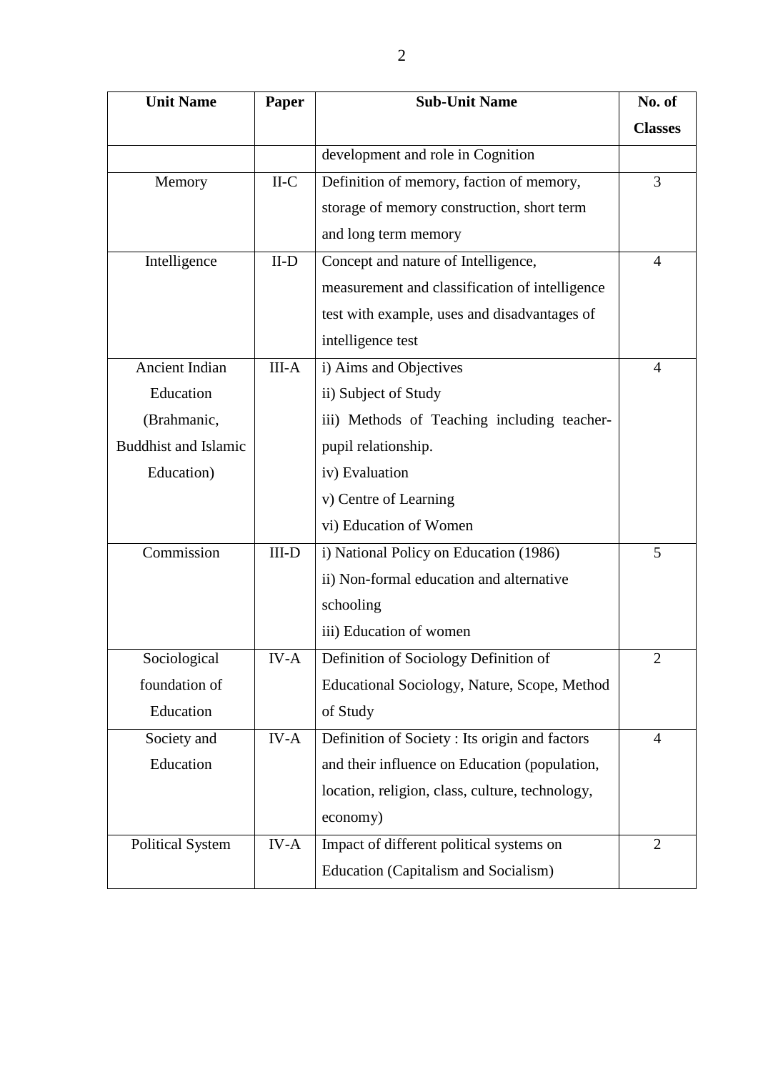| Unit Name | Paper | Sub-Unit Name | No. of Classes |
|---|---|---|---|
| | | development and role in Cognition | |
| Memory | II-C | Definition of memory, faction of memory, storage of memory construction, short term and long term memory | 3 |
| Intelligence | II-D | Concept and nature of Intelligence, measurement and classification of intelligence test with example, uses and disadvantages of intelligence test | 4 |
| Ancient Indian Education (Brahmanic, Buddhist and Islamic Education) | III-A | i) Aims and Objectives<br>ii) Subject of Study<br>iii) Methods of Teaching including teacher-pupil relationship.<br>iv) Evaluation<br>v) Centre of Learning<br>vi) Education of Women | 4 |
| Commission | III-D | i) National Policy on Education (1986)<br>ii) Non-formal education and alternative schooling<br>iii) Education of women | 5 |
| Sociological foundation of Education | IV-A | Definition of Sociology Definition of Educational Sociology, Nature, Scope, Method of Study | 2 |
| Society and Education | IV-A | Definition of Society : Its origin and factors and their influence on Education (population, location, religion, class, culture, technology, economy) | 4 |
| Political System | IV-A | Impact of different political systems on Education (Capitalism and Socialism) | 2 |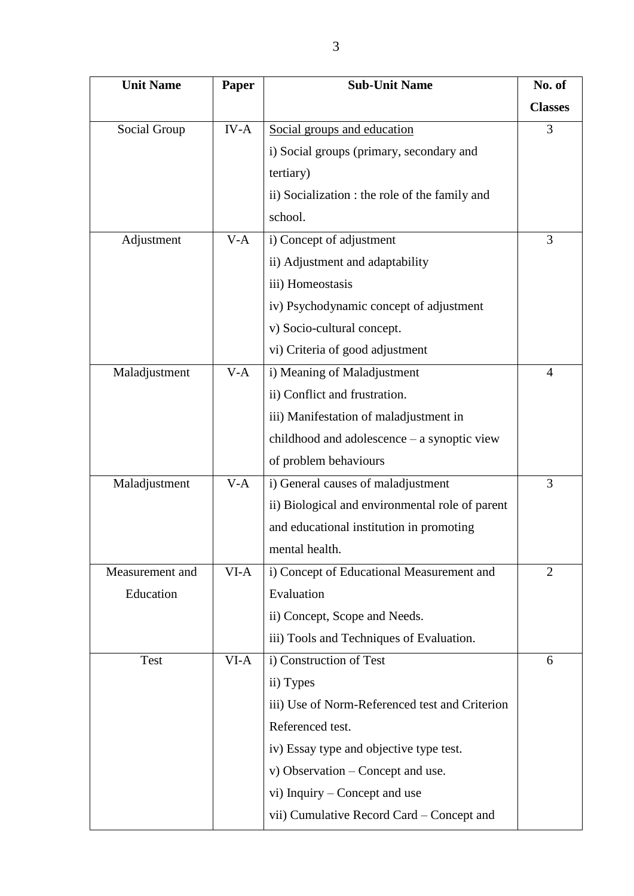| Unit Name | Paper | Sub-Unit Name | No. of Classes |
|---|---|---|---|
| Social Group | IV-A | Social groups and education<br>i) Social groups (primary, secondary and tertiary)<br>ii) Socialization : the role of the family and school. | 3 |
| Adjustment | V-A | i) Concept of adjustment<br>ii) Adjustment and adaptability<br>iii) Homeostasis<br>iv) Psychodynamic concept of adjustment<br>v) Socio-cultural concept.<br>vi) Criteria of good adjustment | 3 |
| Maladjustment | V-A | i) Meaning of Maladjustment<br>ii) Conflict and frustration.<br>iii) Manifestation of maladjustment in childhood and adolescence – a synoptic view of problem behaviours | 4 |
| Maladjustment | V-A | i) General causes of maladjustment<br>ii) Biological and environmental role of parent and educational institution in promoting mental health. | 3 |
| Measurement and Education | VI-A | i) Concept of Educational Measurement and Evaluation<br>ii) Concept, Scope and Needs.<br>iii) Tools and Techniques of Evaluation. | 2 |
| Test | VI-A | i) Construction of Test<br>ii) Types<br>iii) Use of Norm-Referenced test and Criterion Referenced test.<br>iv) Essay type and objective type test.<br>v) Observation – Concept and use.<br>vi) Inquiry – Concept and use<br>vii) Cumulative Record Card – Concept and | 6 |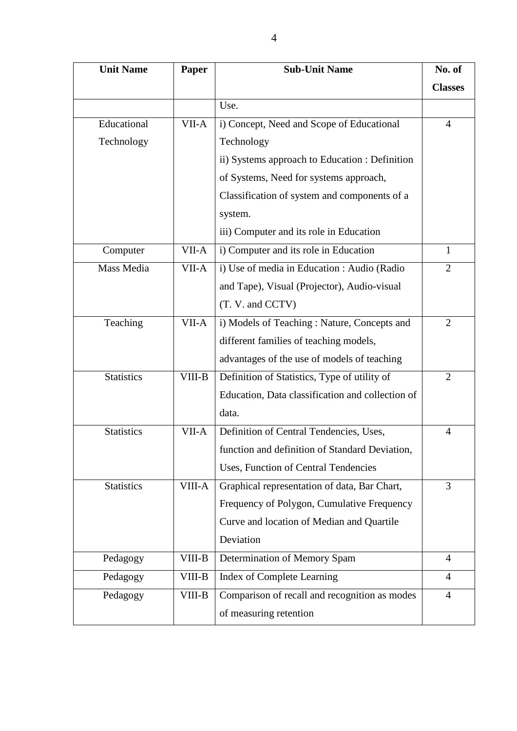| Unit Name | Paper | Sub-Unit Name | No. of Classes |
|---|---|---|---|
| | | Use. | |
| Educational Technology | VII-A | i) Concept, Need and Scope of Educational Technology<br>ii) Systems approach to Education : Definition of Systems, Need for systems approach, Classification of system and components of a system.<br>iii) Computer and its role in Education | 4 |
| Computer | VII-A | i) Computer and its role in Education | 1 |
| Mass Media | VII-A | i) Use of media in Education : Audio (Radio and Tape), Visual (Projector), Audio-visual (T. V. and CCTV) | 2 |
| Teaching | VII-A | i) Models of Teaching : Nature, Concepts and different families of teaching models, advantages of the use of models of teaching | 2 |
| Statistics | VIII-B | Definition of Statistics, Type of utility of Education, Data classification and collection of data. | 2 |
| Statistics | VII-A | Definition of Central Tendencies, Uses, function and definition of Standard Deviation, Uses, Function of Central Tendencies | 4 |
| Statistics | VIII-A | Graphical representation of data, Bar Chart, Frequency of Polygon, Cumulative Frequency Curve and location of Median and Quartile Deviation | 3 |
| Pedagogy | VIII-B | Determination of Memory Spam | 4 |
| Pedagogy | VIII-B | Index of Complete Learning | 4 |
| Pedagogy | VIII-B | Comparison of recall and recognition as modes of measuring retention | 4 |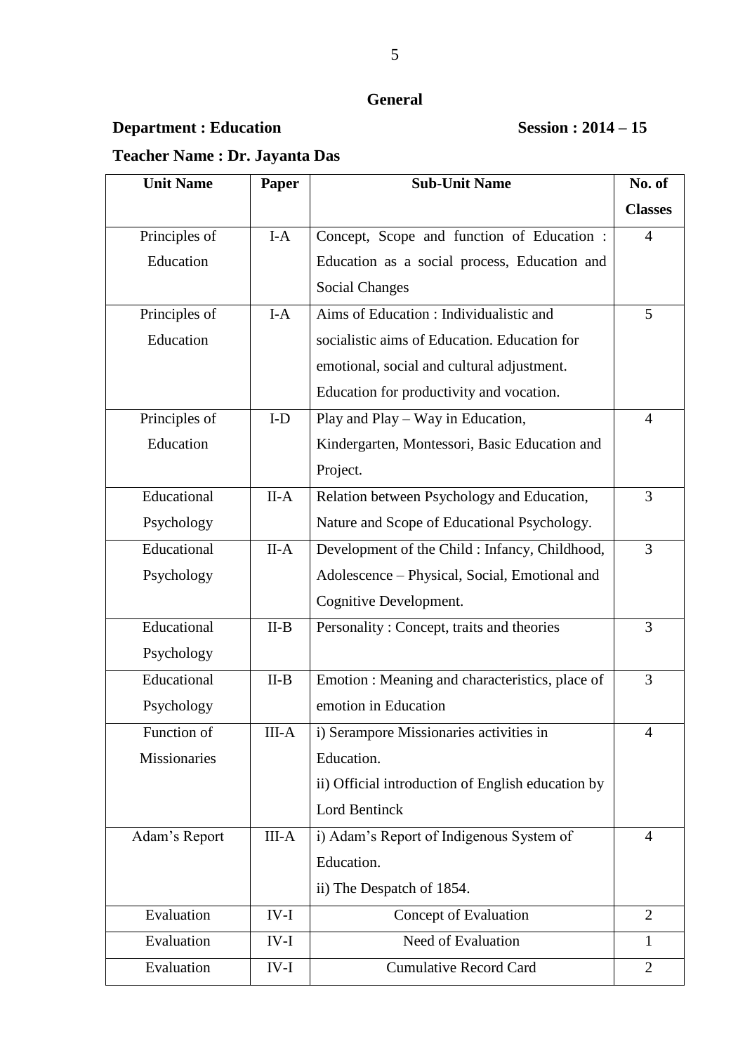## General

**Department : Education** **Session : 2014 – 15**

**Teacher Name : Dr. Jayanta Das**

| Unit Name | Paper | Sub-Unit Name | No. of Classes |
|---|---|---|---|
| Principles of Education | I-A | Concept, Scope and function of Education : Education as a social process, Education and Social Changes | 4 |
| Principles of Education | I-A | Aims of Education : Individualistic and socialistic aims of Education. Education for emotional, social and cultural adjustment. Education for productivity and vocation. | 5 |
| Principles of Education | I-D | Play and Play – Way in Education, Kindergarten, Montessori, Basic Education and Project. | 4 |
| Educational Psychology | II-A | Relation between Psychology and Education, Nature and Scope of Educational Psychology. | 3 |
| Educational Psychology | II-A | Development of the Child : Infancy, Childhood, Adolescence – Physical, Social, Emotional and Cognitive Development. | 3 |
| Educational Psychology | II-B | Personality : Concept, traits and theories | 3 |
| Educational Psychology | II-B | Emotion : Meaning and characteristics, place of emotion in Education | 3 |
| Function of Missionaries | III-A | i) Serampore Missionaries activities in Education. ii) Official introduction of English education by Lord Bentinck | 4 |
| Adam's Report | III-A | i) Adam's Report of Indigenous System of Education. ii) The Despatch of 1854. | 4 |
| Evaluation | IV-I | Concept of Evaluation | 2 |
| Evaluation | IV-I | Need of Evaluation | 1 |
| Evaluation | IV-I | Cumulative Record Card | 2 |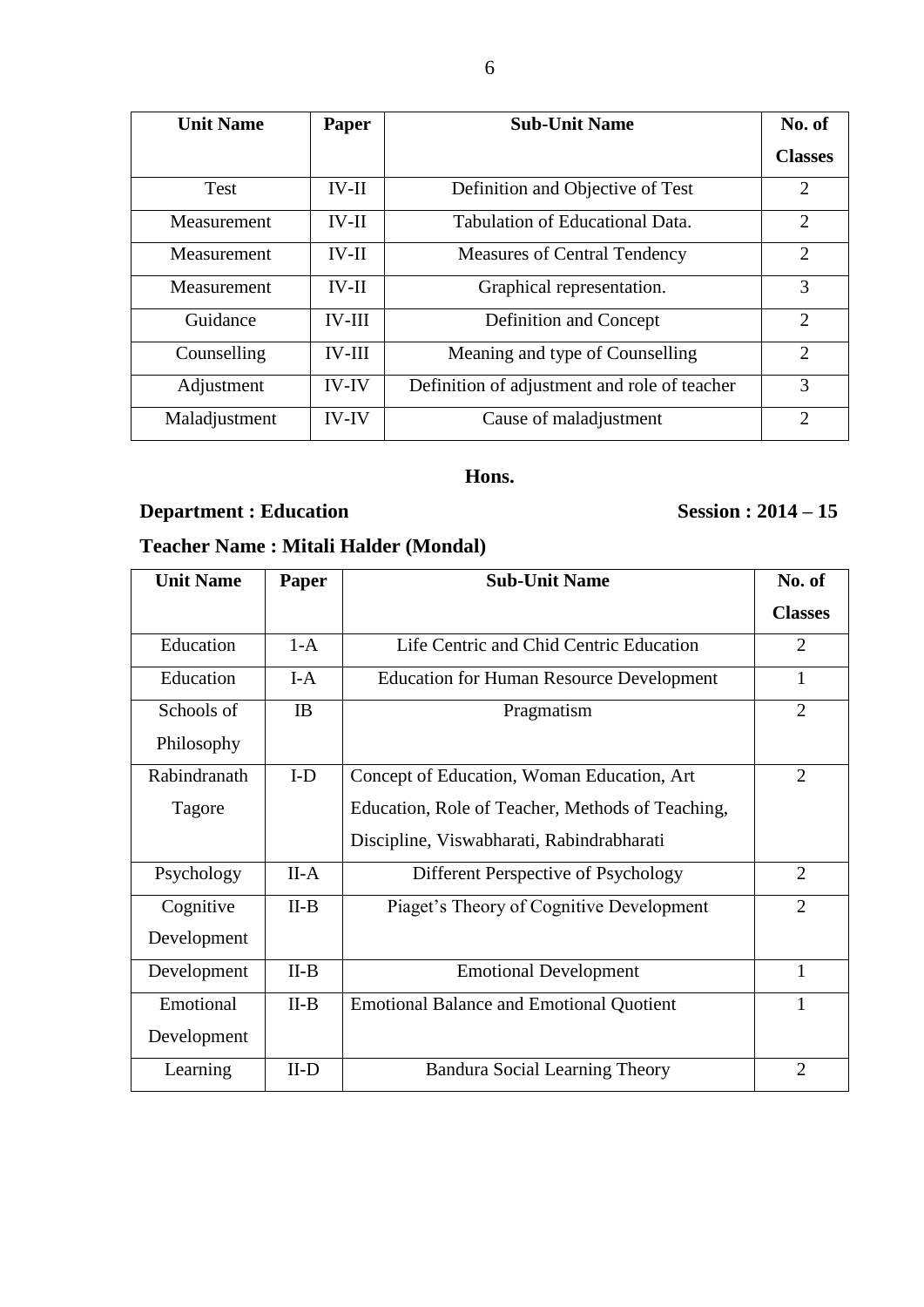| Unit Name | Paper | Sub-Unit Name | No. of Classes |
|---|---|---|---|
| Test | IV-II | Definition and Objective of Test | 2 |
| Measurement | IV-II | Tabulation of Educational Data. | 2 |
| Measurement | IV-II | Measures of Central Tendency | 2 |
| Measurement | IV-II | Graphical representation. | 3 |
| Guidance | IV-III | Definition and Concept | 2 |
| Counselling | IV-III | Meaning and type of Counselling | 2 |
| Adjustment | IV-IV | Definition of adjustment and role of teacher | 3 |
| Maladjustment | IV-IV | Cause of maladjustment | 2 |

**Hons.**

**Department : Education** **Session : 2014 – 15**

**Teacher Name : Mitali Halder (Mondal)**

| Unit Name | Paper | Sub-Unit Name | No. of Classes |
|---|---|---|---|
| Education | 1-A | Life Centric and Chid Centric Education | 2 |
| Education | I-A | Education for Human Resource Development | 1 |
| Schools of Philosophy | IB | Pragmatism | 2 |
| Rabindranath Tagore | I-D | Concept of Education, Woman Education, Art Education, Role of Teacher, Methods of Teaching, Discipline, Viswabharati, Rabindrabharati | 2 |
| Psychology | II-A | Different Perspective of Psychology | 2 |
| Cognitive Development | II-B | Piaget's Theory of Cognitive Development | 2 |
| Development | II-B | Emotional Development | 1 |
| Emotional Development | II-B | Emotional Balance and Emotional Quotient | 1 |
| Learning | II-D | Bandura Social Learning Theory | 2 |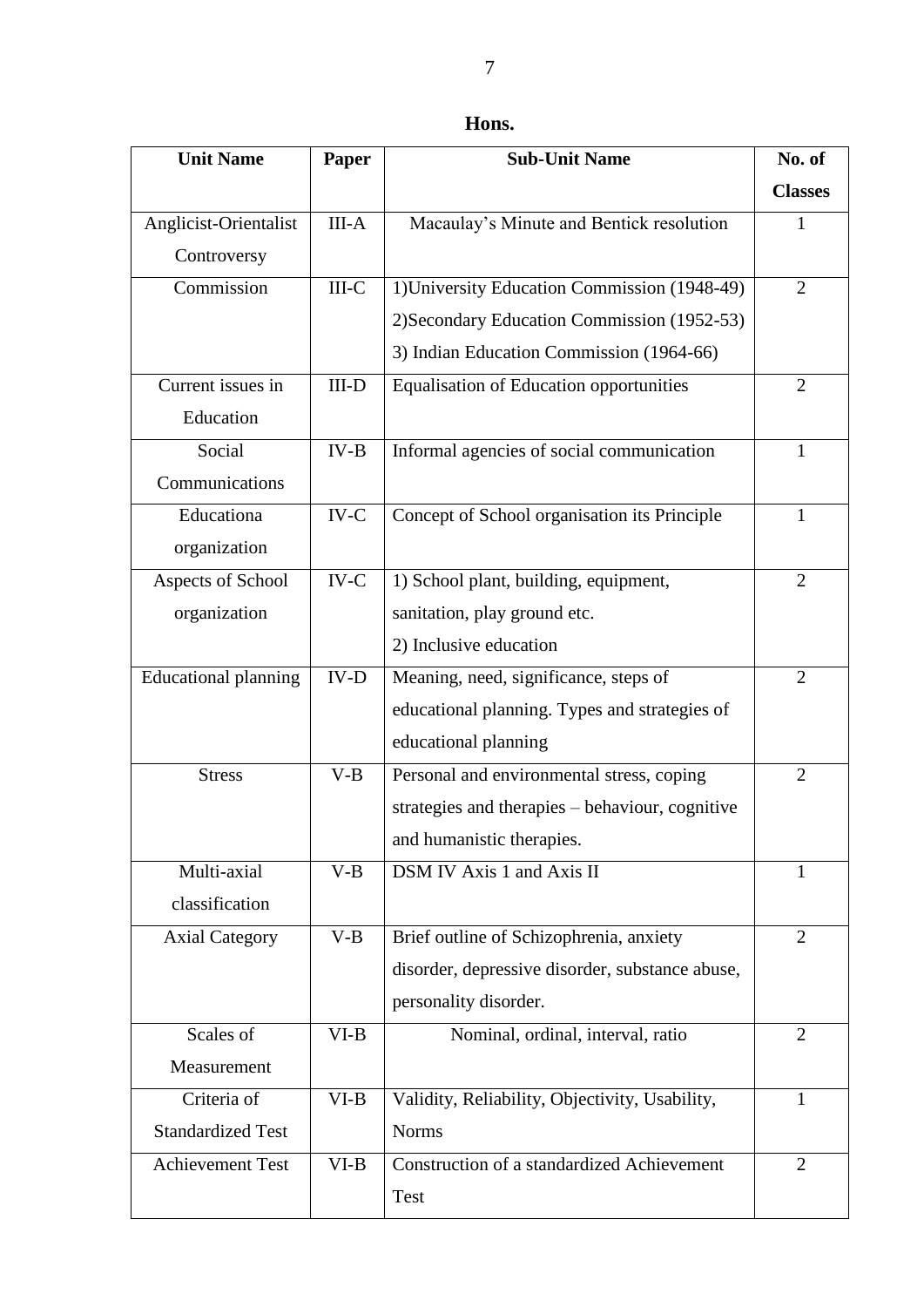**Hons.**

| Unit Name | Paper | Sub-Unit Name | No. of Classes |
|---|---|---|---|
| Anglicist-Orientalist Controversy | III-A | Macaulay's Minute and Bentick resolution | 1 |
| Commission | III-C | 1)University Education Commission (1948-49) 2)Secondary Education Commission (1952-53) 3) Indian Education Commission (1964-66) | 2 |
| Current issues in Education | III-D | Equalisation of Education opportunities | 2 |
| Social Communications | IV-B | Informal agencies of social communication | 1 |
| Educationa organization | IV-C | Concept of School organisation its Principle | 1 |
| Aspects of School organization | IV-C | 1) School plant, building, equipment, sanitation, play ground etc. 2) Inclusive education | 2 |
| Educational planning | IV-D | Meaning, need, significance, steps of educational planning. Types and strategies of educational planning | 2 |
| Stress | V-B | Personal and environmental stress, coping strategies and therapies – behaviour, cognitive and humanistic therapies. | 2 |
| Multi-axial classification | V-B | DSM IV Axis 1 and Axis II | 1 |
| Axial Category | V-B | Brief outline of Schizophrenia, anxiety disorder, depressive disorder, substance abuse, personality disorder. | 2 |
| Scales of Measurement | VI-B | Nominal, ordinal, interval, ratio | 2 |
| Criteria of Standardized Test | VI-B | Validity, Reliability, Objectivity, Usability, Norms | 1 |
| Achievement Test | VI-B | Construction of a standardized Achievement Test | 2 |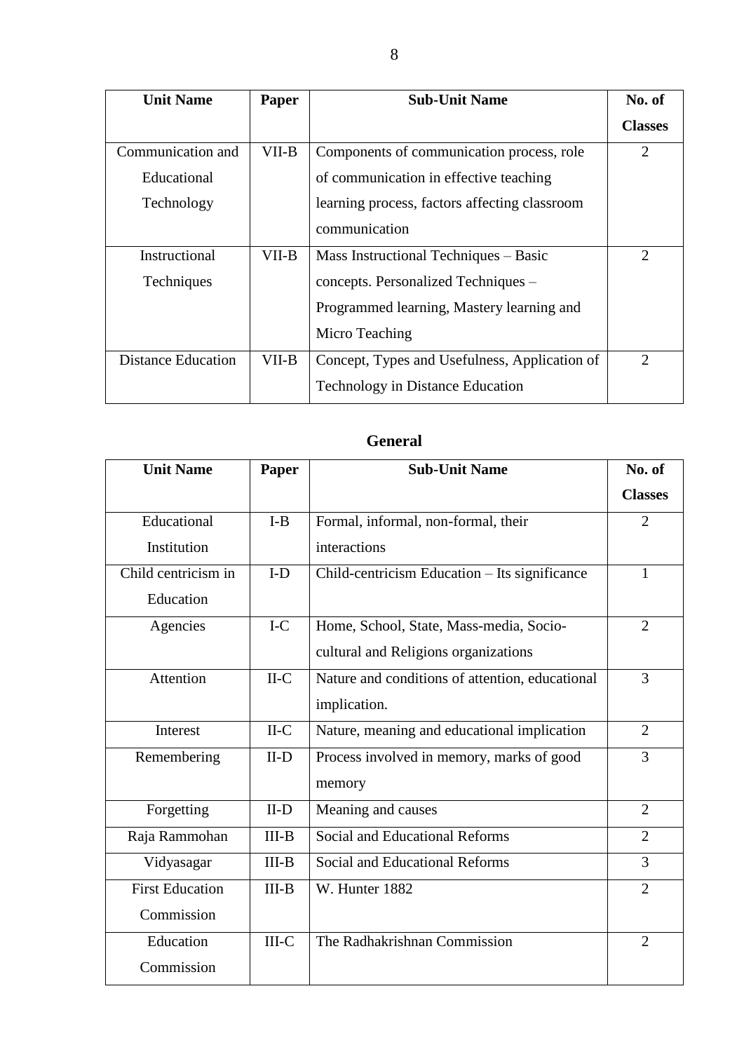| Unit Name | Paper | Sub-Unit Name | No. of Classes |
|---|---|---|---|
| Communication and Educational Technology | VII-B | Components of communication process, role of communication in effective teaching learning process, factors affecting classroom communication | 2 |
| Instructional Techniques | VII-B | Mass Instructional Techniques – Basic concepts. Personalized Techniques – Programmed learning, Mastery learning and Micro Teaching | 2 |
| Distance Education | VII-B | Concept, Types and Usefulness, Application of Technology in Distance Education | 2 |

## General

| Unit Name | Paper | Sub-Unit Name | No. of Classes |
|---|---|---|---|
| Educational Institution | I-B | Formal, informal, non-formal, their interactions | 2 |
| Child centricism in Education | I-D | Child-centricism Education – Its significance | 1 |
| Agencies | I-C | Home, School, State, Mass-media, Socio-cultural and Religions organizations | 2 |
| Attention | II-C | Nature and conditions of attention, educational implication. | 3 |
| Interest | II-C | Nature, meaning and educational implication | 2 |
| Remembering | II-D | Process involved in memory, marks of good memory | 3 |
| Forgetting | II-D | Meaning and causes | 2 |
| Raja Rammohan | III-B | Social and Educational Reforms | 2 |
| Vidyasagar | III-B | Social and Educational Reforms | 3 |
| First Education Commission | III-B | W. Hunter 1882 | 2 |
| Education Commission | III-C | The Radhakrishnan Commission | 2 |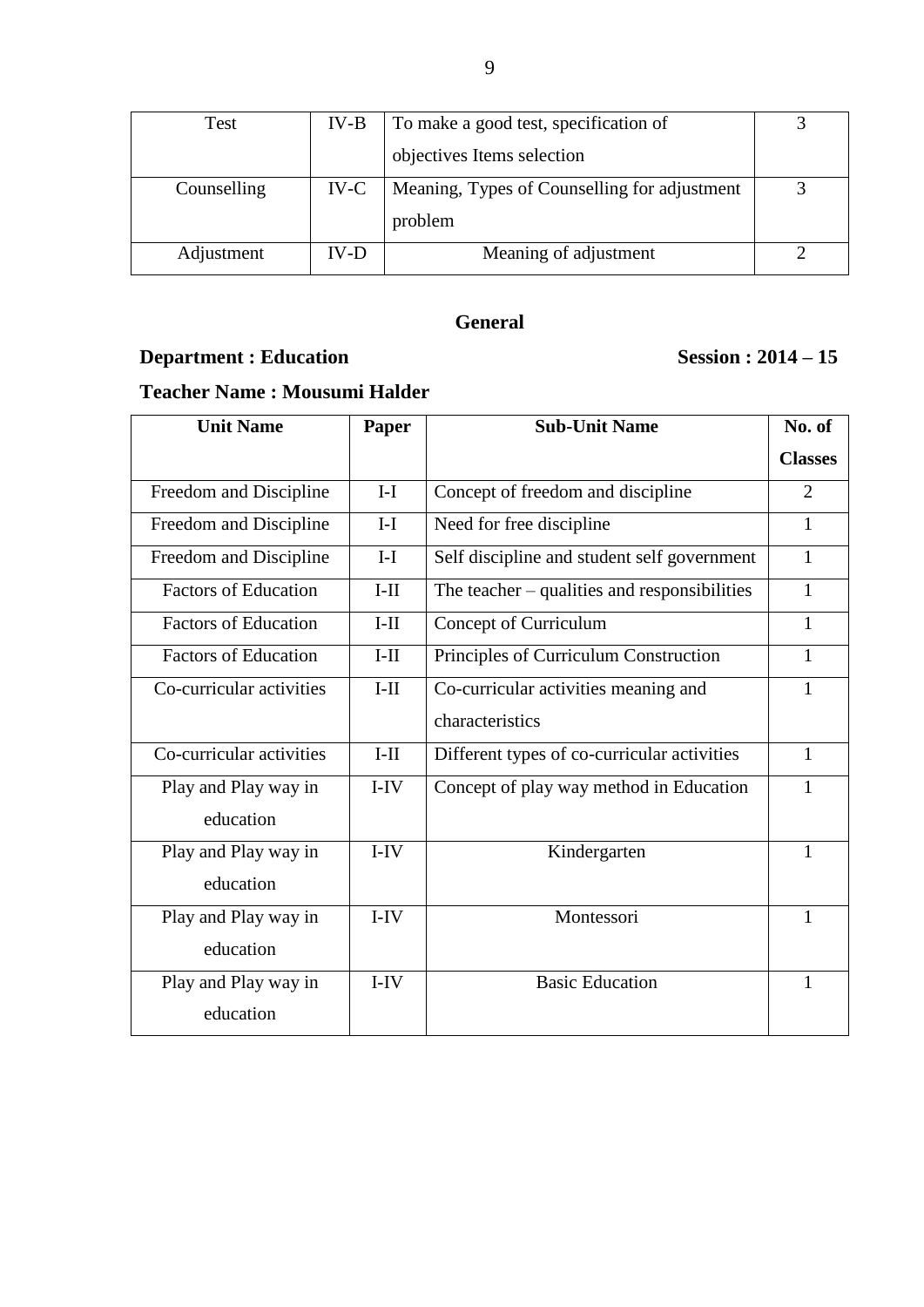| Test | IV-B | To make a good test, specification of objectives Items selection | 3 |
|---|---|---|---|
| Counselling | IV-C | Meaning, Types of Counselling for adjustment problem | 3 |
| Adjustment | IV-D | Meaning of adjustment | 2 |

## General

**Department : Education** **Session : 2014 – 15**

**Teacher Name : Mousumi Halder**

| Unit Name | Paper | Sub-Unit Name | No. of Classes |
|---|---|---|---|
| Freedom and Discipline | I-I | Concept of freedom and discipline | 2 |
| Freedom and Discipline | I-I | Need for free discipline | 1 |
| Freedom and Discipline | I-I | Self discipline and student self government | 1 |
| Factors of Education | I-II | The teacher – qualities and responsibilities | 1 |
| Factors of Education | I-II | Concept of Curriculum | 1 |
| Factors of Education | I-II | Principles of Curriculum Construction | 1 |
| Co-curricular activities | I-II | Co-curricular activities meaning and characteristics | 1 |
| Co-curricular activities | I-II | Different types of co-curricular activities | 1 |
| Play and Play way in education | I-IV | Concept of play way method in Education | 1 |
| Play and Play way in education | I-IV | Kindergarten | 1 |
| Play and Play way in education | I-IV | Montessori | 1 |
| Play and Play way in education | I-IV | Basic Education | 1 |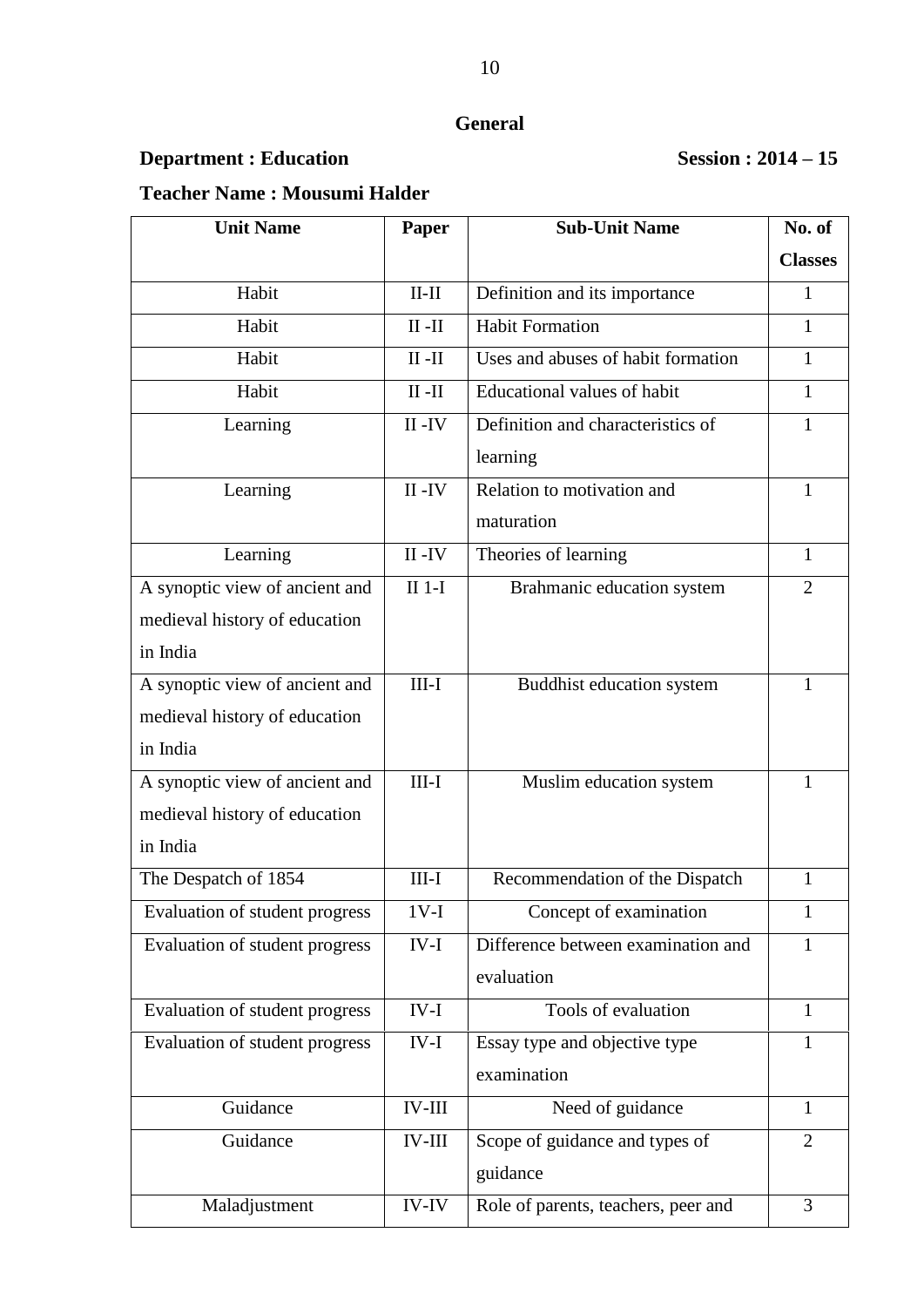**General**

**Department : Education** **Session : 2014 – 15**

**Teacher Name : Mousumi Halder**

| Unit Name | Paper | Sub-Unit Name | No. of Classes |
|---|---|---|---|
| Habit | II-II | Definition and its importance | 1 |
| Habit | II -II | Habit Formation | 1 |
| Habit | II -II | Uses and abuses of habit formation | 1 |
| Habit | II -II | Educational values of habit | 1 |
| Learning | II -IV | Definition and characteristics of learning | 1 |
| Learning | II -IV | Relation to motivation and maturation | 1 |
| Learning | II -IV | Theories of learning | 1 |
| A synoptic view of ancient and medieval history of education in India | II 1-I | Brahmanic education system | 2 |
| A synoptic view of ancient and medieval history of education in India | III-I | Buddhist education system | 1 |
| A synoptic view of ancient and medieval history of education in India | III-I | Muslim education system | 1 |
| The Despatch of 1854 | III-I | Recommendation of the Dispatch | 1 |
| Evaluation of student progress | 1V-I | Concept of examination | 1 |
| Evaluation of student progress | IV-I | Difference between examination and evaluation | 1 |
| Evaluation of student progress | IV-I | Tools of evaluation | 1 |
| Evaluation of student progress | IV-I | Essay type and objective type examination | 1 |
| Guidance | IV-III | Need of guidance | 1 |
| Guidance | IV-III | Scope of guidance and types of guidance | 2 |
| Maladjustment | IV-IV | Role of parents, teachers, peer and | 3 |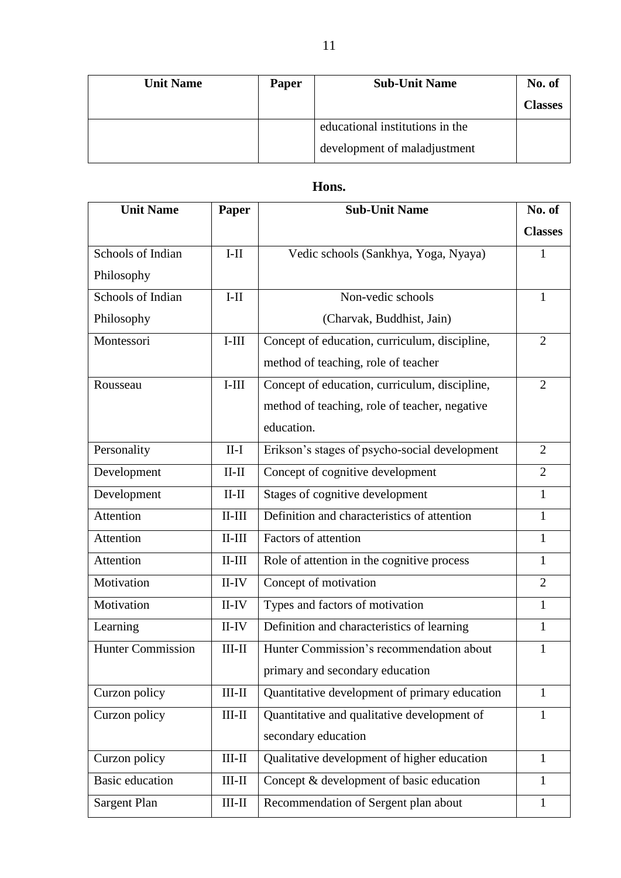| Unit Name | Paper | Sub-Unit Name | No. of Classes |
|---|---|---|---|
| | | educational institutions in the development of maladjustment | |

## Hons.

| Unit Name | Paper | Sub-Unit Name | No. of Classes |
|---|---|---|---|
| Schools of Indian Philosophy | I-II | Vedic schools (Sankhya, Yoga, Nyaya) | 1 |
| Schools of Indian Philosophy | I-II | Non-vedic schools (Charvak, Buddhist, Jain) | 1 |
| Montessori | I-III | Concept of education, curriculum, discipline, method of teaching, role of teacher | 2 |
| Rousseau | I-III | Concept of education, curriculum, discipline, method of teaching, role of teacher, negative education. | 2 |
| Personality | II-I | Erikson's stages of psycho-social development | 2 |
| Development | II-II | Concept of cognitive development | 2 |
| Development | II-II | Stages of cognitive development | 1 |
| Attention | II-III | Definition and characteristics of attention | 1 |
| Attention | II-III | Factors of attention | 1 |
| Attention | II-III | Role of attention in the cognitive process | 1 |
| Motivation | II-IV | Concept of motivation | 2 |
| Motivation | II-IV | Types and factors of motivation | 1 |
| Learning | II-IV | Definition and characteristics of learning | 1 |
| Hunter Commission | III-II | Hunter Commission's recommendation about primary and secondary education | 1 |
| Curzon policy | III-II | Quantitative development of primary education | 1 |
| Curzon policy | III-II | Quantitative and qualitative development of secondary education | 1 |
| Curzon policy | III-II | Qualitative development of higher education | 1 |
| Basic education | III-II | Concept & development of basic education | 1 |
| Sargent Plan | III-II | Recommendation of Sergent plan about | 1 |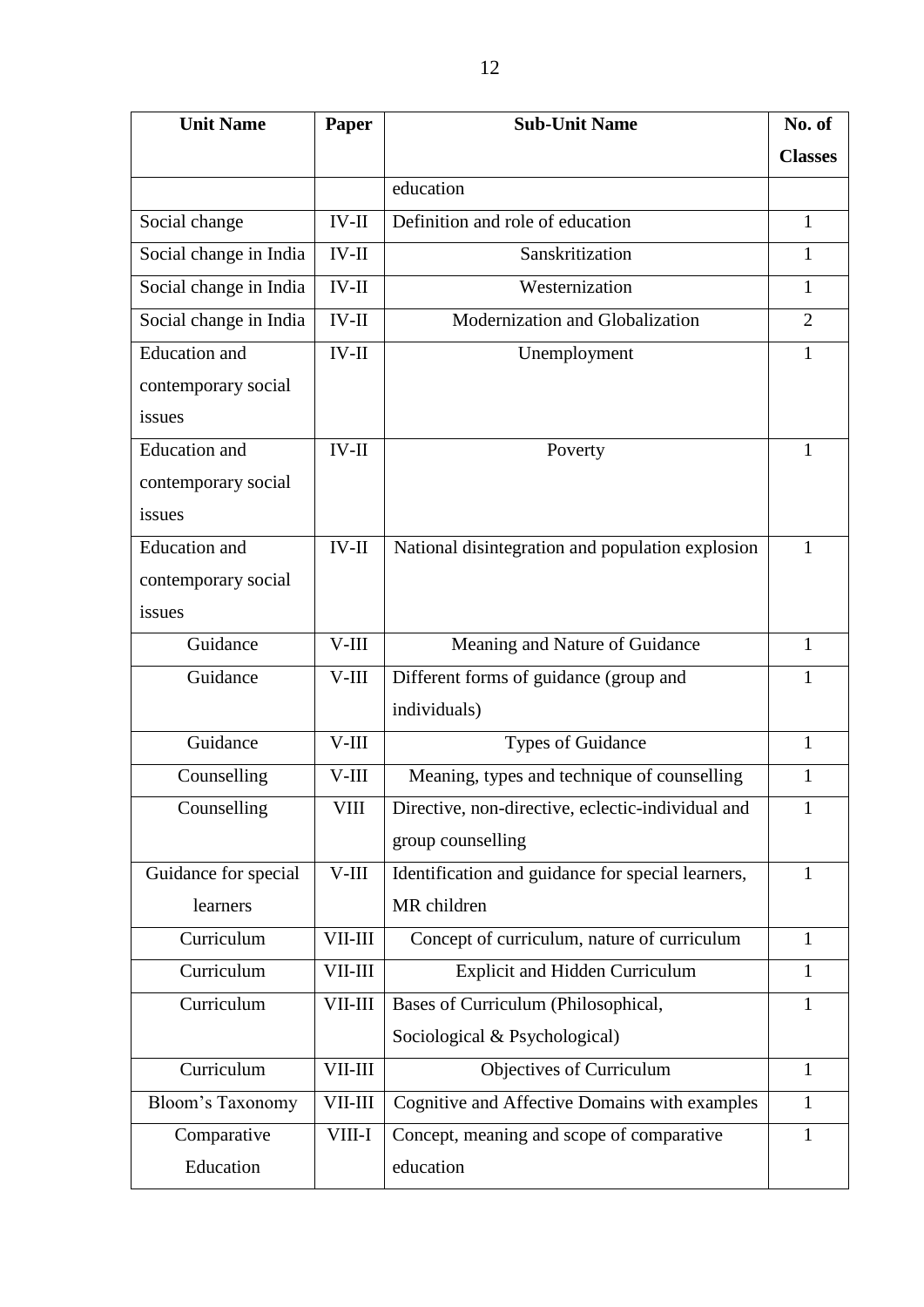| Unit Name | Paper | Sub-Unit Name | No. of Classes |
|---|---|---|---|
| | | education | |
| Social change | IV-II | Definition and role of education | 1 |
| Social change in India | IV-II | Sanskritization | 1 |
| Social change in India | IV-II | Westernization | 1 |
| Social change in India | IV-II | Modernization and Globalization | 2 |
| Education and contemporary social issues | IV-II | Unemployment | 1 |
| Education and contemporary social issues | IV-II | Poverty | 1 |
| Education and contemporary social issues | IV-II | National disintegration and population explosion | 1 |
| Guidance | V-III | Meaning and Nature of Guidance | 1 |
| Guidance | V-III | Different forms of guidance (group and individuals) | 1 |
| Guidance | V-III | Types of Guidance | 1 |
| Counselling | V-III | Meaning, types and technique of counselling | 1 |
| Counselling | VIII | Directive, non-directive, eclectic-individual and group counselling | 1 |
| Guidance for special learners | V-III | Identification and guidance for special learners, MR children | 1 |
| Curriculum | VII-III | Concept of curriculum, nature of curriculum | 1 |
| Curriculum | VII-III | Explicit and Hidden Curriculum | 1 |
| Curriculum | VII-III | Bases of Curriculum (Philosophical, Sociological & Psychological) | 1 |
| Curriculum | VII-III | Objectives of Curriculum | 1 |
| Bloom's Taxonomy | VII-III | Cognitive and Affective Domains with examples | 1 |
| Comparative Education | VIII-I | Concept, meaning and scope of comparative education | 1 |